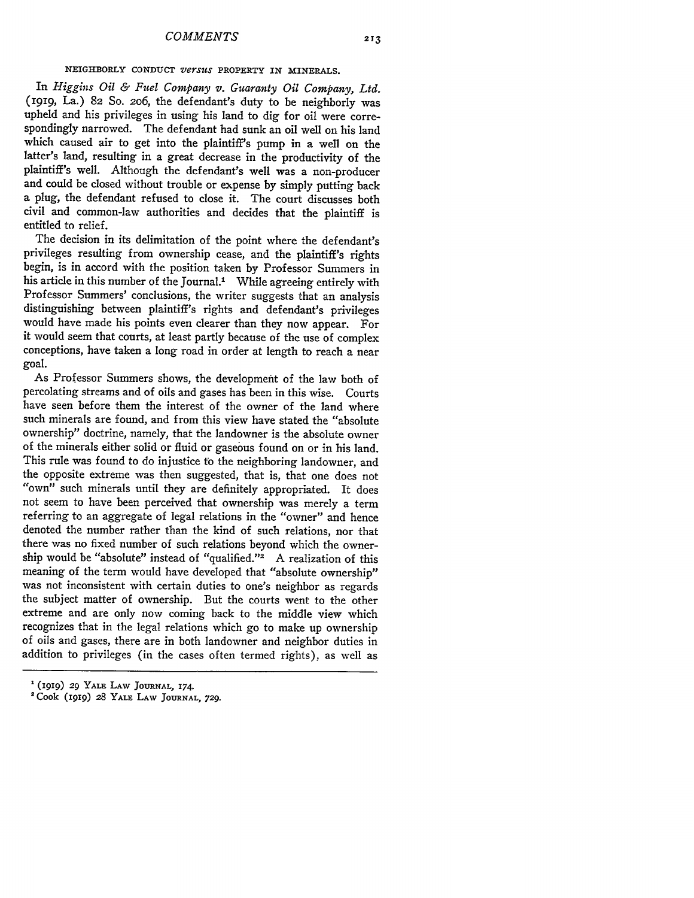## NEIGHBORLY CONDUCT *versus* PROPERTY IN MINERALS.

In *Higgins Oil & Fuel Company v. Guaranty Oil Company, Ltd.* (1919, La.) 82 So. 206, the defendant's duty to be neighborly was upheld and his privileges in using his land to dig for oil were correspondingly narrowed. The defendant had sunk an oil well on his land which caused air to get into the plaintiff's pump in a well on the latter's land, resulting in a great decrease in the productivity of the plaintiff's well. Although the defendant's well was a non-producer and could be closed without trouble or expense by simply putting back a plug, the defendant refused to close it. The court discusses both civil and common-law authorities and decides that the plaintiff is entitled to relief.

The decision in its delimitation of the point where the defendant's privileges resulting from ownership cease, and the plaintiff's rights begin, is in accord with the position taken by Professor Summers in his article in this number of the Journal.[1] While agreeing entirely with Professor Summers' conclusions, the writer suggests that an analysis distinguishing between plaintiff's rights and defendant's privileges would have made his points even clearer than they now appear. For it would seem that courts, at least partly because of the use of complex conceptions, have taken a long road in order at length to reach a near goal.

As Professor Summers shows, the development of the law both of percolating streams and of oils and gases has been in this wise. Courts have seen before them the interest of the owner of the land where such minerals are found, and from this view have stated the "absolute ownership" doctrine, namely, that the landowner is the absolute owner of the minerals either solid or fluid or gaseous found on or in his land. This rule was found to do injustice to the neighboring landowner, and the opposite extreme was then suggested, that is, that one does not "own" such minerals until they are definitely appropriated. It does not seem to have been perceived that ownership was merely a term referring to an aggregate of legal relations in the "owner" and hence denoted the number rather than the kind of such relations, nor that there was no fixed number of such relations beyond which the ownership would be "absolute" instead of "qualified."[2] A realization of this meaning of the term would have developed that "absolute ownership" was not inconsistent with certain duties to one's neighbor as regards the subject matter of ownership. But the courts went to the other extreme and are only now coming back to the middle view which recognizes that in the legal relations which go to make up ownership of oils and gases, there are in both landowner and neighbor duties in addition to privileges (in the cases often termed rights), as well as

---

[1] (1919) 29 YALE LAW JOURNAL, 174.

[2] Cook (1919) 28 YALE LAW JOURNAL, 729.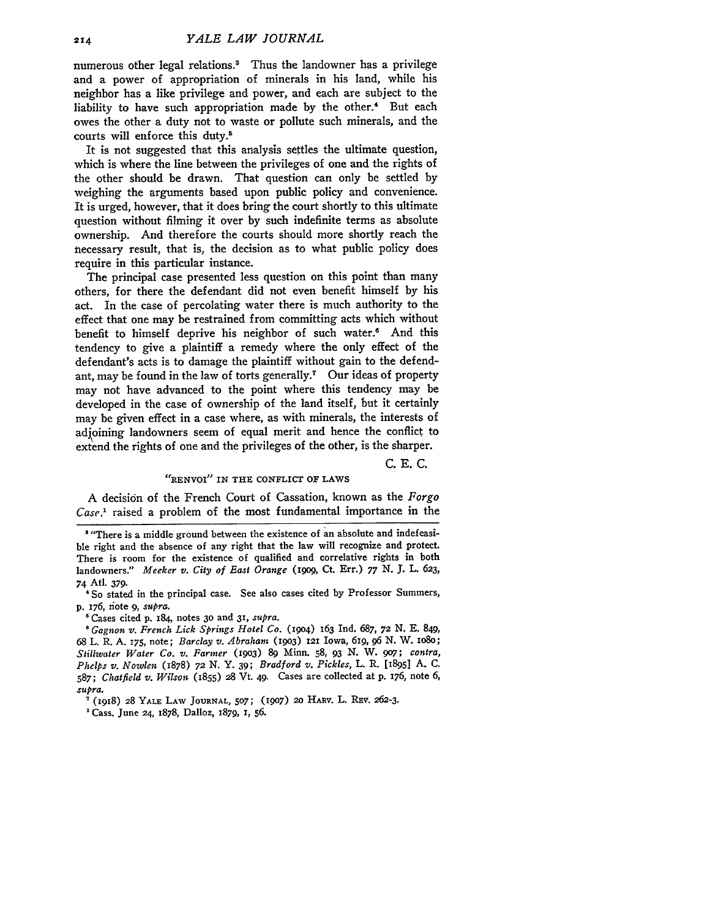numerous other legal relations.[3] Thus the landowner has a privilege and a power of appropriation of minerals in his land, while his neighbor has a like privilege and power, and each are subject to the liability to have such appropriation made by the other.[4] But each owes the other a duty not to waste or pollute such minerals, and the courts will enforce this duty.[5]

It is not suggested that this analysis settles the ultimate question, which is where the line between the privileges of one and the rights of the other should be drawn. That question can only be settled by weighing the arguments based upon public policy and convenience. It is urged, however, that it does bring the court shortly to this ultimate question without filming it over by such indefinite terms as absolute ownership. And therefore the courts should more shortly reach the necessary result, that is, the decision as to what public policy does require in this particular instance.

The principal case presented less question on this point than many others, for there the defendant did not even benefit himself by his act. In the case of percolating water there is much authority to the effect that one may be restrained from committing acts which without benefit to himself deprive his neighbor of such water.[6] And this tendency to give a plaintiff a remedy where the only effect of the defendant's acts is to damage the plaintiff without gain to the defendant, may be found in the law of torts generally.[7] Our ideas of property may not have advanced to the point where this tendency may be developed in the case of ownership of the land itself, but it certainly may be given effect in a case where, as with minerals, the interests of adjoining landowners seem of equal merit and hence the conflict to extend the rights of one and the privileges of the other, is the sharper.

C. E. C.

### "RENVOI" IN THE CONFLICT OF LAWS

A decision of the French Court of Cassation, known as the *Forgo Case*,[1] raised a problem of the most fundamental importance in the

---

[3] "There is a middle ground between the existence of an absolute and indefeasible right and the absence of any right that the law will recognize and protect. There is room for the existence of qualified and correlative rights in both landowners." *Meeker v. City of East Orange* (1909, Ct. Err.) 77 N. J. L. 623, 74 Atl. 379.

[4] So stated in the principal case. See also cases cited by Professor Summers, p. 176, note 9, *supra*.

[5] Cases cited p. 184, notes 30 and 31, *supra*.

[6] *Gagnon v. French Lick Springs Hotel Co.* (1904) 163 Ind. 687, 72 N. E. 849, 68 L. R. A. 175, note; *Barclay v. Abraham* (1903) 121 Iowa, 619, 96 N. W. 1080; *Stillwater Water Co. v. Farmer* (1903) 89 Minn. 58, 93 N. W. 907; *contra*, *Phelps v. Nowlen* (1878) 72 N. Y. 39; *Bradford v. Pickles*, L. R. [1895] A. C. 587; *Chatfield v. Wilson* (1855) 28 Vt. 49. Cases are collected at p. 176, note 6, *supra*.

[7] (1918) 28 YALE LAW JOURNAL, 507; (1907) 20 HARV. L. REV. 262-3.

[1] Cass. June 24, 1878, Dalloz, 1879, 1, 56.